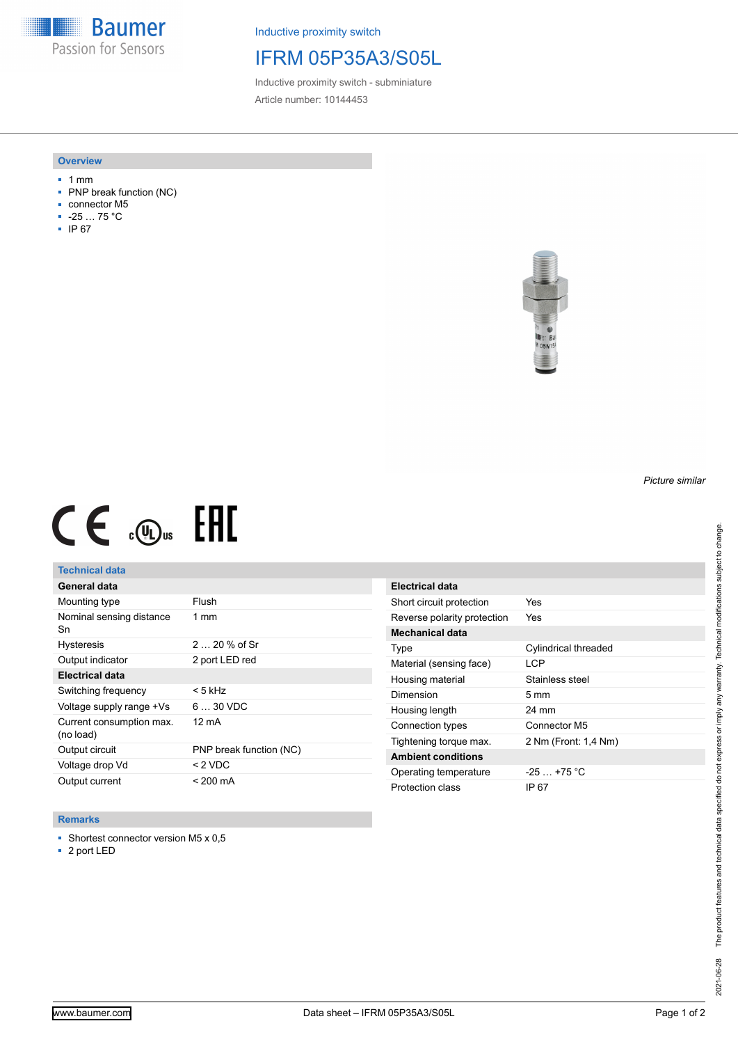Baumer
Passion for Sensors

Inductive proximity switch

# IFRM 05P35A3/S05L

Inductive proximity switch - subminiature

Article number: 10144453

## Overview

- 1 mm
- PNP break function (NC)
- connector M5
- -25 … 75 °C
- IP 67

*Picture similar*

## Technical data

| General data | |
|---|---|
| Mounting type | Flush |
| Nominal sensing distance Sn | 1 mm |
| Hysteresis | 2 … 20 % of Sr |
| Output indicator | 2 port LED red |
| **Electrical data** | |
| Switching frequency | < 5 kHz |
| Voltage supply range +Vs | 6 … 30 VDC |
| Current consumption max. (no load) | 12 mA |
| Output circuit | PNP break function (NC) |
| Voltage drop Vd | < 2 VDC |
| Output current | < 200 mA |

| Electrical data | |
|---|---|
| Short circuit protection | Yes |
| Reverse polarity protection | Yes |
| **Mechanical data** | |
| Type | Cylindrical threaded |
| Material (sensing face) | LCP |
| Housing material | Stainless steel |
| Dimension | 5 mm |
| Housing length | 24 mm |
| Connection types | Connector M5 |
| Tightening torque max. | 2 Nm (Front: 1,4 Nm) |
| **Ambient conditions** | |
| Operating temperature | -25 … +75 °C |
| Protection class | IP 67 |

## Remarks

- Shortest connector version M5 x 0,5
- 2 port LED

The product features and technical data specified do not express or imply any warranty. Technical modifications subject to change.

2021-06-28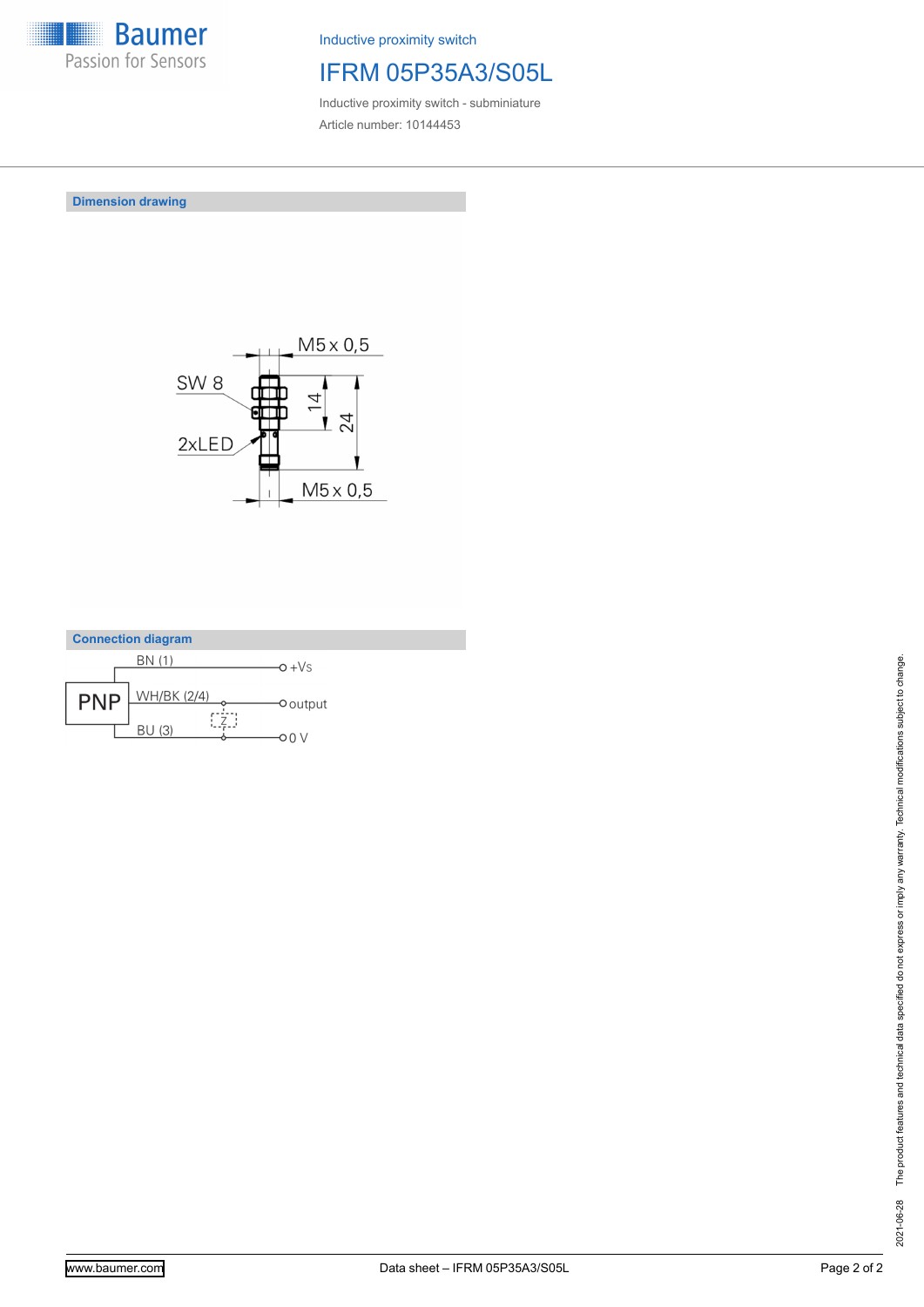Inductive proximity switch

# IFRM 05P35A3/S05L

Inductive proximity switch - subminiature

Article number: 10144453

## Dimension drawing

M5 x 0,5

SW 8

14

24

2xLED

M5 x 0,5

## Connection diagram

PNP

BN (1)

+Vs

WH/BK (2/4)

output

Z

BU (3)

0 V

The product features and technical data specified do not express or imply any warranty. Technical modifications subject to change.

2021-06-28